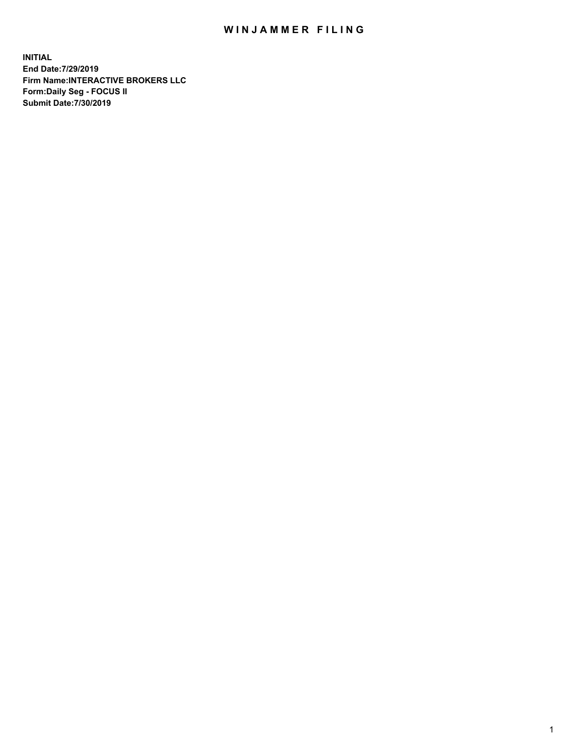# WINJAMMER FILING

**INITIAL**
**End Date:7/29/2019**
**Firm Name:INTERACTIVE BROKERS LLC**
**Form:Daily Seg - FOCUS II**
**Submit Date:7/30/2019**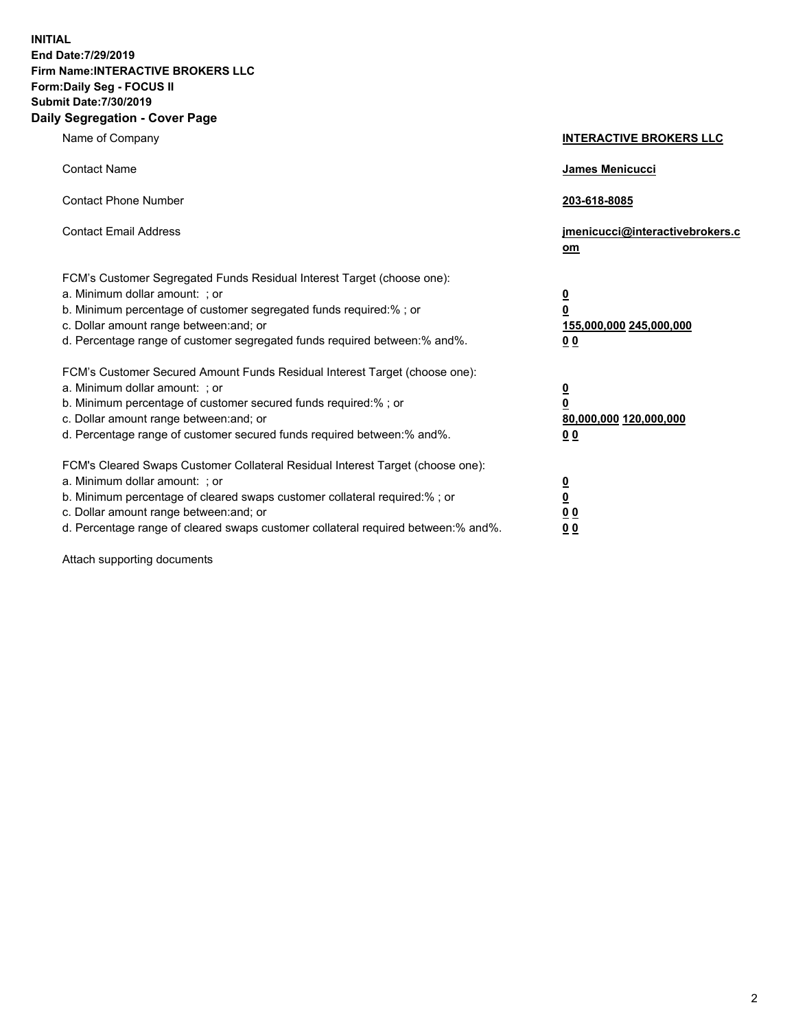**INITIAL**
**End Date:7/29/2019**
**Firm Name:INTERACTIVE BROKERS LLC**
**Form:Daily Seg - FOCUS II**
**Submit Date:7/30/2019**

## Daily Segregation - Cover Page

| | |
|---|---|
| Name of Company | **INTERACTIVE BROKERS LLC** |
| Contact Name | **James Menicucci** |
| Contact Phone Number | **203-618-8085** |
| Contact Email Address | **jmenicucci@interactivebrokers.com** |

FCM's Customer Segregated Funds Residual Interest Target (choose one):

| | |
|---|---|
| a. Minimum dollar amount: ; or | **0** |
| b. Minimum percentage of customer segregated funds required:% ; or | **0** |
| c. Dollar amount range between:and; or | **155,000,000 245,000,000** |
| d. Percentage range of customer segregated funds required between:% and%. | **0 0** |

FCM's Customer Secured Amount Funds Residual Interest Target (choose one):

| | |
|---|---|
| a. Minimum dollar amount: ; or | **0** |
| b. Minimum percentage of customer secured funds required:% ; or | **0** |
| c. Dollar amount range between:and; or | **80,000,000 120,000,000** |
| d. Percentage range of customer secured funds required between:% and%. | **0 0** |

FCM's Cleared Swaps Customer Collateral Residual Interest Target (choose one):

| | |
|---|---|
| a. Minimum dollar amount: ; or | **0** |
| b. Minimum percentage of cleared swaps customer collateral required:% ; or | **0** |
| c. Dollar amount range between:and; or | **0 0** |
| d. Percentage range of cleared swaps customer collateral required between:% and%. | **0 0** |

Attach supporting documents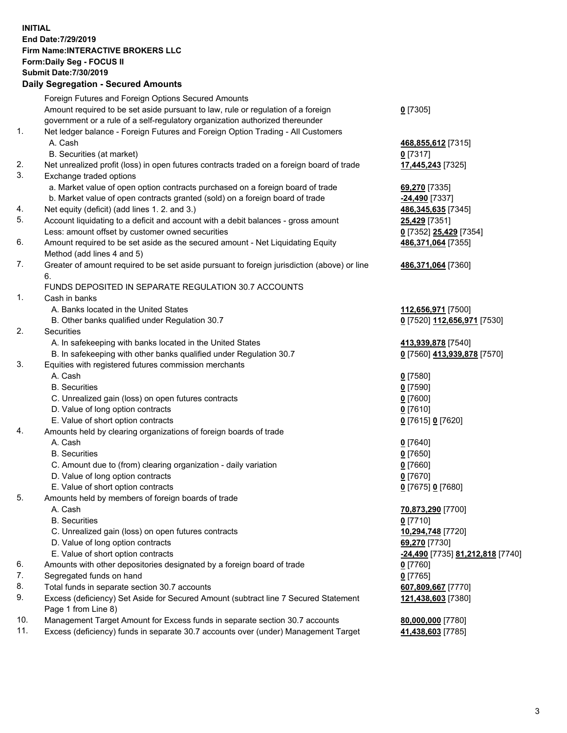**INITIAL**
**End Date:7/29/2019**
**Firm Name:INTERACTIVE BROKERS LLC**
**Form:Daily Seg - FOCUS II**
**Submit Date:7/30/2019**
**Daily Segregation - Secured Amounts**

| | | |
|---|---|---|
| | Foreign Futures and Foreign Options Secured Amounts | |
| | Amount required to be set aside pursuant to law, rule or regulation of a foreign government or a rule of a self-regulatory organization authorized thereunder | **0** [7305] |
| 1. | Net ledger balance - Foreign Futures and Foreign Option Trading - All Customers | |
| | A. Cash | **468,855,612** [7315] |
| | B. Securities (at market) | **0** [7317] |
| 2. | Net unrealized profit (loss) in open futures contracts traded on a foreign board of trade | **17,445,243** [7325] |
| 3. | Exchange traded options | |
| | a. Market value of open option contracts purchased on a foreign board of trade | **69,270** [7335] |
| | b. Market value of open contracts granted (sold) on a foreign board of trade | **-24,490** [7337] |
| 4. | Net equity (deficit) (add lines 1. 2. and 3.) | **486,345,635** [7345] |
| 5. | Account liquidating to a deficit and account with a debit balances - gross amount | **25,429** [7351] |
| | Less: amount offset by customer owned securities | **0** [7352] **25,429** [7354] |
| 6. | Amount required to be set aside as the secured amount - Net Liquidating Equity Method (add lines 4 and 5) | **486,371,064** [7355] |
| 7. | Greater of amount required to be set aside pursuant to foreign jurisdiction (above) or line 6. | **486,371,064** [7360] |
| | FUNDS DEPOSITED IN SEPARATE REGULATION 30.7 ACCOUNTS | |
| 1. | Cash in banks | |
| | A. Banks located in the United States | **112,656,971** [7500] |
| | B. Other banks qualified under Regulation 30.7 | **0** [7520] **112,656,971** [7530] |
| 2. | Securities | |
| | A. In safekeeping with banks located in the United States | **413,939,878** [7540] |
| | B. In safekeeping with other banks qualified under Regulation 30.7 | **0** [7560] **413,939,878** [7570] |
| 3. | Equities with registered futures commission merchants | |
| | A. Cash | **0** [7580] |
| | B. Securities | **0** [7590] |
| | C. Unrealized gain (loss) on open futures contracts | **0** [7600] |
| | D. Value of long option contracts | **0** [7610] |
| | E. Value of short option contracts | **0** [7615] **0** [7620] |
| 4. | Amounts held by clearing organizations of foreign boards of trade | |
| | A. Cash | **0** [7640] |
| | B. Securities | **0** [7650] |
| | C. Amount due to (from) clearing organization - daily variation | **0** [7660] |
| | D. Value of long option contracts | **0** [7670] |
| | E. Value of short option contracts | **0** [7675] **0** [7680] |
| 5. | Amounts held by members of foreign boards of trade | |
| | A. Cash | **70,873,290** [7700] |
| | B. Securities | **0** [7710] |
| | C. Unrealized gain (loss) on open futures contracts | **10,294,748** [7720] |
| | D. Value of long option contracts | **69,270** [7730] |
| | E. Value of short option contracts | **-24,490** [7735] **81,212,818** [7740] |
| 6. | Amounts with other depositories designated by a foreign board of trade | **0** [7760] |
| 7. | Segregated funds on hand | **0** [7765] |
| 8. | Total funds in separate section 30.7 accounts | **607,809,667** [7770] |
| 9. | Excess (deficiency) Set Aside for Secured Amount (subtract line 7 Secured Statement Page 1 from Line 8) | **121,438,603** [7380] |
| 10. | Management Target Amount for Excess funds in separate section 30.7 accounts | **80,000,000** [7780] |
| 11. | Excess (deficiency) funds in separate 30.7 accounts over (under) Management Target | **41,438,603** [7785] |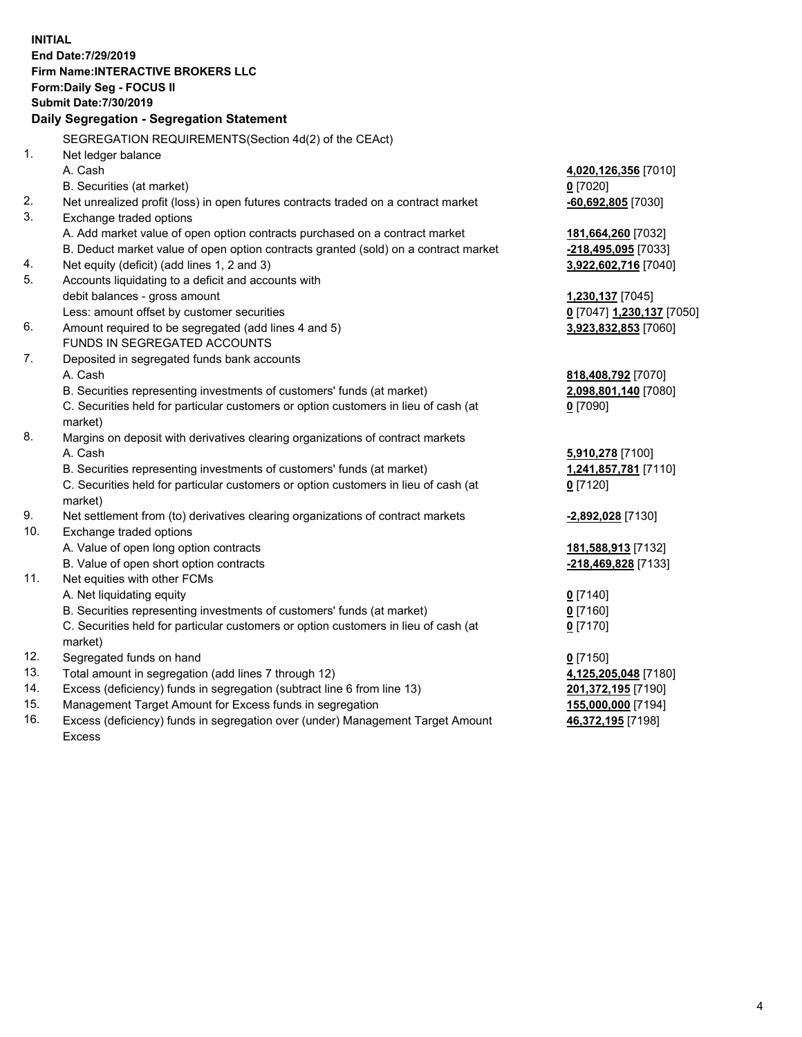**INITIAL**
**End Date:7/29/2019**
**Firm Name:INTERACTIVE BROKERS LLC**
**Form:Daily Seg - FOCUS II**
**Submit Date:7/30/2019**

**Daily Segregation - Segregation Statement**

| | | |
|---|---|---|
| | SEGREGATION REQUIREMENTS(Section 4d(2) of the CEAct) | |
| 1. | Net ledger balance | |
| | A. Cash | **4,020,126,356** [7010] |
| | B. Securities (at market) | **0** [7020] |
| 2. | Net unrealized profit (loss) in open futures contracts traded on a contract market | **-60,692,805** [7030] |
| 3. | Exchange traded options | |
| | A. Add market value of open option contracts purchased on a contract market | **181,664,260** [7032] |
| | B. Deduct market value of open option contracts granted (sold) on a contract market | **-218,495,095** [7033] |
| 4. | Net equity (deficit) (add lines 1, 2 and 3) | **3,922,602,716** [7040] |
| 5. | Accounts liquidating to a deficit and accounts with debit balances - gross amount | **1,230,137** [7045] |
| | Less: amount offset by customer securities | **0** [7047] **1,230,137** [7050] |
| 6. | Amount required to be segregated (add lines 4 and 5) | **3,923,832,853** [7060] |
| | FUNDS IN SEGREGATED ACCOUNTS | |
| 7. | Deposited in segregated funds bank accounts | |
| | A. Cash | **818,408,792** [7070] |
| | B. Securities representing investments of customers' funds (at market) | **2,098,801,140** [7080] |
| | C. Securities held for particular customers or option customers in lieu of cash (at market) | **0** [7090] |
| 8. | Margins on deposit with derivatives clearing organizations of contract markets | |
| | A. Cash | **5,910,278** [7100] |
| | B. Securities representing investments of customers' funds (at market) | **1,241,857,781** [7110] |
| | C. Securities held for particular customers or option customers in lieu of cash (at market) | **0** [7120] |
| 9. | Net settlement from (to) derivatives clearing organizations of contract markets | **-2,892,028** [7130] |
| 10. | Exchange traded options | |
| | A. Value of open long option contracts | **181,588,913** [7132] |
| | B. Value of open short option contracts | **-218,469,828** [7133] |
| 11. | Net equities with other FCMs | |
| | A. Net liquidating equity | **0** [7140] |
| | B. Securities representing investments of customers' funds (at market) | **0** [7160] |
| | C. Securities held for particular customers or option customers in lieu of cash (at market) | **0** [7170] |
| 12. | Segregated funds on hand | **0** [7150] |
| 13. | Total amount in segregation (add lines 7 through 12) | **4,125,205,048** [7180] |
| 14. | Excess (deficiency) funds in segregation (subtract line 6 from line 13) | **201,372,195** [7190] |
| 15. | Management Target Amount for Excess funds in segregation | **155,000,000** [7194] |
| 16. | Excess (deficiency) funds in segregation over (under) Management Target Amount Excess | **46,372,195** [7198] |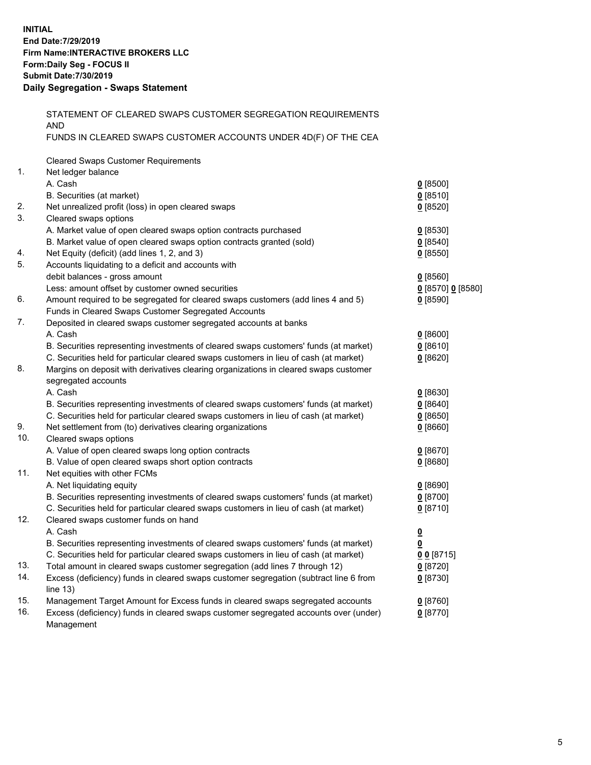**INITIAL**
**End Date:7/29/2019**
**Firm Name:INTERACTIVE BROKERS LLC**
**Form:Daily Seg - FOCUS II**
**Submit Date:7/30/2019**
**Daily Segregation - Swaps Statement**

STATEMENT OF CLEARED SWAPS CUSTOMER SEGREGATION REQUIREMENTS AND FUNDS IN CLEARED SWAPS CUSTOMER ACCOUNTS UNDER 4D(F) OF THE CEA

| | | |
|---|---|---|
| | Cleared Swaps Customer Requirements | |
| 1. | Net ledger balance | |
| | A. Cash | 0 [8500] |
| | B. Securities (at market) | 0 [8510] |
| 2. | Net unrealized profit (loss) in open cleared swaps | 0 [8520] |
| 3. | Cleared swaps options | |
| | A. Market value of open cleared swaps option contracts purchased | 0 [8530] |
| | B. Market value of open cleared swaps option contracts granted (sold) | 0 [8540] |
| 4. | Net Equity (deficit) (add lines 1, 2, and 3) | 0 [8550] |
| 5. | Accounts liquidating to a deficit and accounts with debit balances - gross amount | 0 [8560] |
| | Less: amount offset by customer owned securities | 0 [8570] 0 [8580] |
| 6. | Amount required to be segregated for cleared swaps customers (add lines 4 and 5) | 0 [8590] |
| | Funds in Cleared Swaps Customer Segregated Accounts | |
| 7. | Deposited in cleared swaps customer segregated accounts at banks | |
| | A. Cash | 0 [8600] |
| | B. Securities representing investments of cleared swaps customers' funds (at market) | 0 [8610] |
| | C. Securities held for particular cleared swaps customers in lieu of cash (at market) | 0 [8620] |
| 8. | Margins on deposit with derivatives clearing organizations in cleared swaps customer segregated accounts | |
| | A. Cash | 0 [8630] |
| | B. Securities representing investments of cleared swaps customers' funds (at market) | 0 [8640] |
| | C. Securities held for particular cleared swaps customers in lieu of cash (at market) | 0 [8650] |
| 9. | Net settlement from (to) derivatives clearing organizations | 0 [8660] |
| 10. | Cleared swaps options | |
| | A. Value of open cleared swaps long option contracts | 0 [8670] |
| | B. Value of open cleared swaps short option contracts | 0 [8680] |
| 11. | Net equities with other FCMs | |
| | A. Net liquidating equity | 0 [8690] |
| | B. Securities representing investments of cleared swaps customers' funds (at market) | 0 [8700] |
| | C. Securities held for particular cleared swaps customers in lieu of cash (at market) | 0 [8710] |
| 12. | Cleared swaps customer funds on hand | |
| | A. Cash | 0 |
| | B. Securities representing investments of cleared swaps customers' funds (at market) | 0 |
| | C. Securities held for particular cleared swaps customers in lieu of cash (at market) | 0 0 [8715] |
| 13. | Total amount in cleared swaps customer segregation (add lines 7 through 12) | 0 [8720] |
| 14. | Excess (deficiency) funds in cleared swaps customer segregation (subtract line 6 from line 13) | 0 [8730] |
| 15. | Management Target Amount for Excess funds in cleared swaps segregated accounts | 0 [8760] |
| 16. | Excess (deficiency) funds in cleared swaps customer segregated accounts over (under) Management | 0 [8770] |